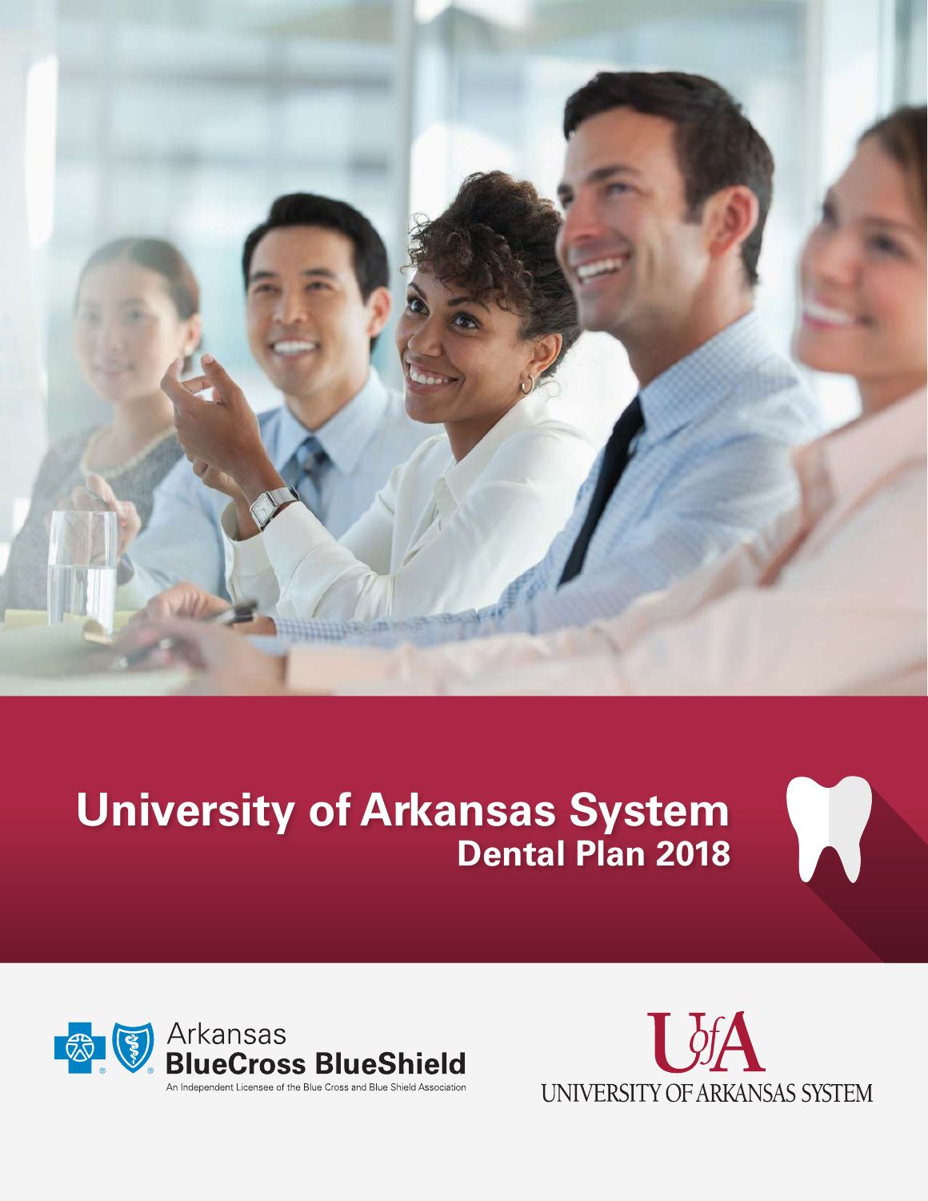# University of Arkansas System
## Dental Plan 2018

Arkansas BlueCross BlueShield

An Independent Licensee of the Blue Cross and Blue Shield Association

UofA

UNIVERSITY OF ARKANSAS SYSTEM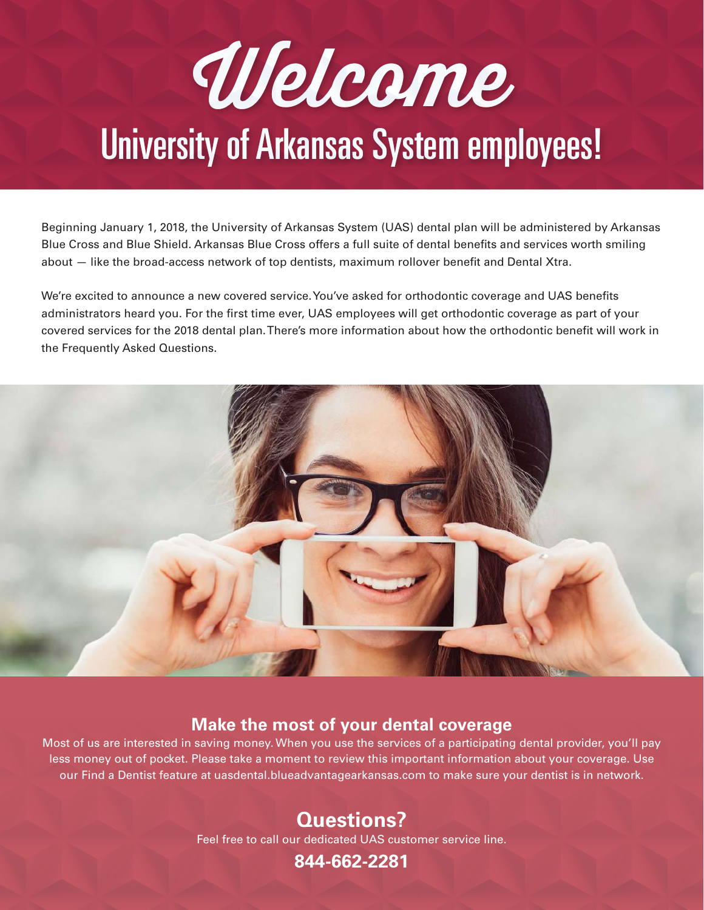# Welcome

## University of Arkansas System employees!

Beginning January 1, 2018, the University of Arkansas System (UAS) dental plan will be administered by Arkansas Blue Cross and Blue Shield. Arkansas Blue Cross offers a full suite of dental benefits and services worth smiling about — like the broad-access network of top dentists, maximum rollover benefit and Dental Xtra.

We're excited to announce a new covered service. You've asked for orthodontic coverage and UAS benefits administrators heard you. For the first time ever, UAS employees will get orthodontic coverage as part of your covered services for the 2018 dental plan. There's more information about how the orthodontic benefit will work in the Frequently Asked Questions.

### Make the most of your dental coverage

Most of us are interested in saving money. When you use the services of a participating dental provider, you'll pay less money out of pocket. Please take a moment to review this important information about your coverage. Use our Find a Dentist feature at uasdental.blueadvantagearkansas.com to make sure your dentist is in network.

### Questions?

Feel free to call our dedicated UAS customer service line.

**844-662-2281**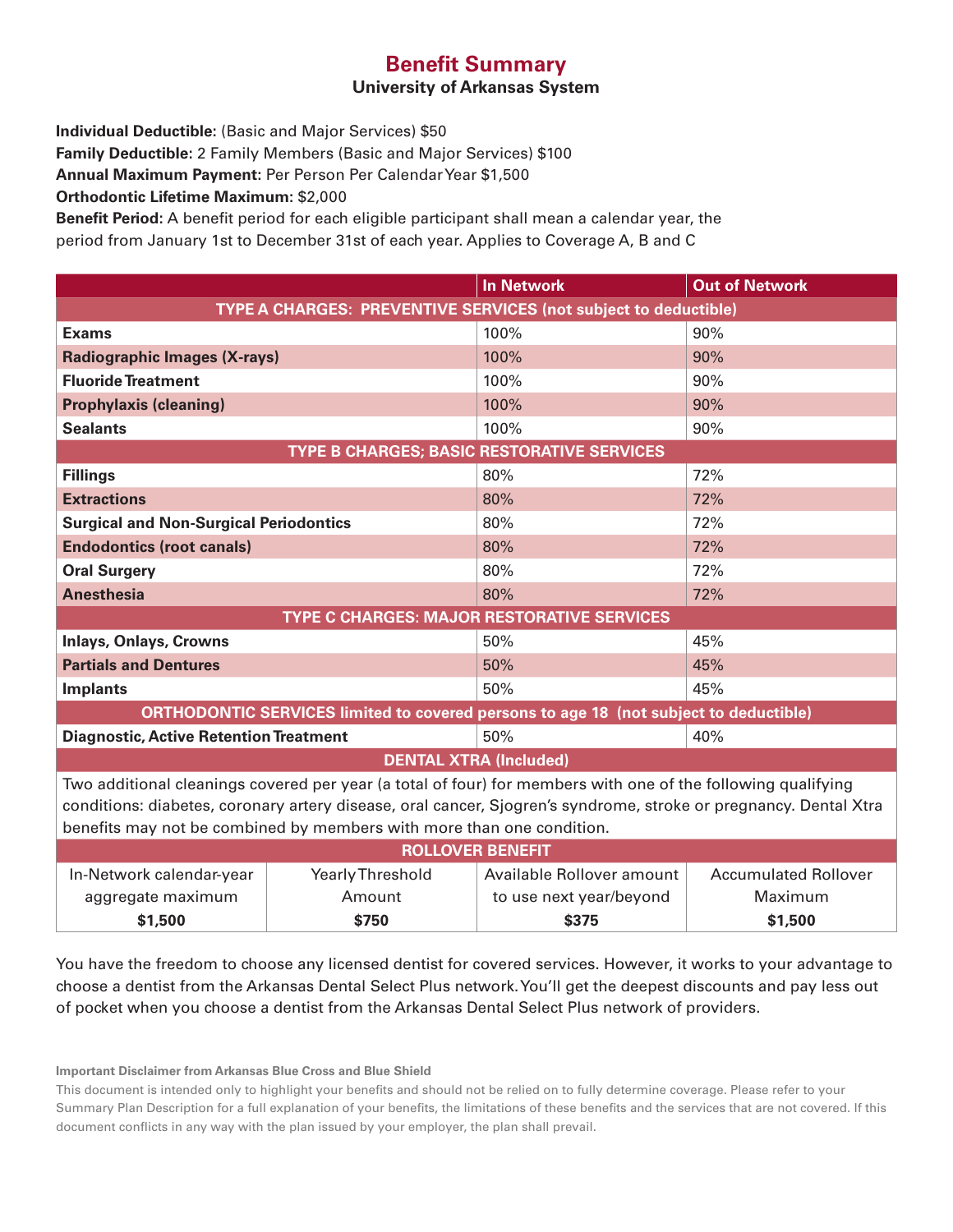# Benefit Summary

## University of Arkansas System

**Individual Deductible:** (Basic and Major Services) $50
**Family Deductible:** 2 Family Members (Basic and Major Services) $100
**Annual Maximum Payment:** Per Person Per Calendar Year $1,500
**Orthodontic Lifetime Maximum:** $2,000
**Benefit Period:** A benefit period for each eligible participant shall mean a calendar year, the period from January 1st to December 31st of each year. Applies to Coverage A, B and C

| | In Network | Out of Network |
|---|---|---|
| **TYPE A CHARGES: PREVENTIVE SERVICES (not subject to deductible)** | | |
| **Exams** | 100% | 90% |
| **Radiographic Images (X-rays)** | 100% | 90% |
| **Fluoride Treatment** | 100% | 90% |
| **Prophylaxis (cleaning)** | 100% | 90% |
| **Sealants** | 100% | 90% |
| **TYPE B CHARGES; BASIC RESTORATIVE SERVICES** | | |
| **Fillings** | 80% | 72% |
| **Extractions** | 80% | 72% |
| **Surgical and Non-Surgical Periodontics** | 80% | 72% |
| **Endodontics (root canals)** | 80% | 72% |
| **Oral Surgery** | 80% | 72% |
| **Anesthesia** | 80% | 72% |
| **TYPE C CHARGES: MAJOR RESTORATIVE SERVICES** | | |
| **Inlays, Onlays, Crowns** | 50% | 45% |
| **Partials and Dentures** | 50% | 45% |
| **Implants** | 50% | 45% |
| **ORTHODONTIC SERVICES limited to covered persons to age 18 (not subject to deductible)** | | |
| **Diagnostic, Active Retention Treatment** | 50% | 40% |

**DENTAL XTRA (Included)**

Two additional cleanings covered per year (a total of four) for members with one of the following qualifying conditions: diabetes, coronary artery disease, oral cancer, Sjogren's syndrome, stroke or pregnancy. Dental Xtra benefits may not be combined by members with more than one condition.

**ROLLOVER BENEFIT**

| In-Network calendar-year aggregate maximum | Yearly Threshold Amount | Available Rollover amount to use next year/beyond | Accumulated Rollover Maximum |
|---|---|---|---|
| **$1,500** | **$750** | **$375** | **$1,500** |

You have the freedom to choose any licensed dentist for covered services. However, it works to your advantage to choose a dentist from the Arkansas Dental Select Plus network. You'll get the deepest discounts and pay less out of pocket when you choose a dentist from the Arkansas Dental Select Plus network of providers.

**Important Disclaimer from Arkansas Blue Cross and Blue Shield**

This document is intended only to highlight your benefits and should not be relied on to fully determine coverage. Please refer to your Summary Plan Description for a full explanation of your benefits, the limitations of these benefits and the services that are not covered. If this document conflicts in any way with the plan issued by your employer, the plan shall prevail.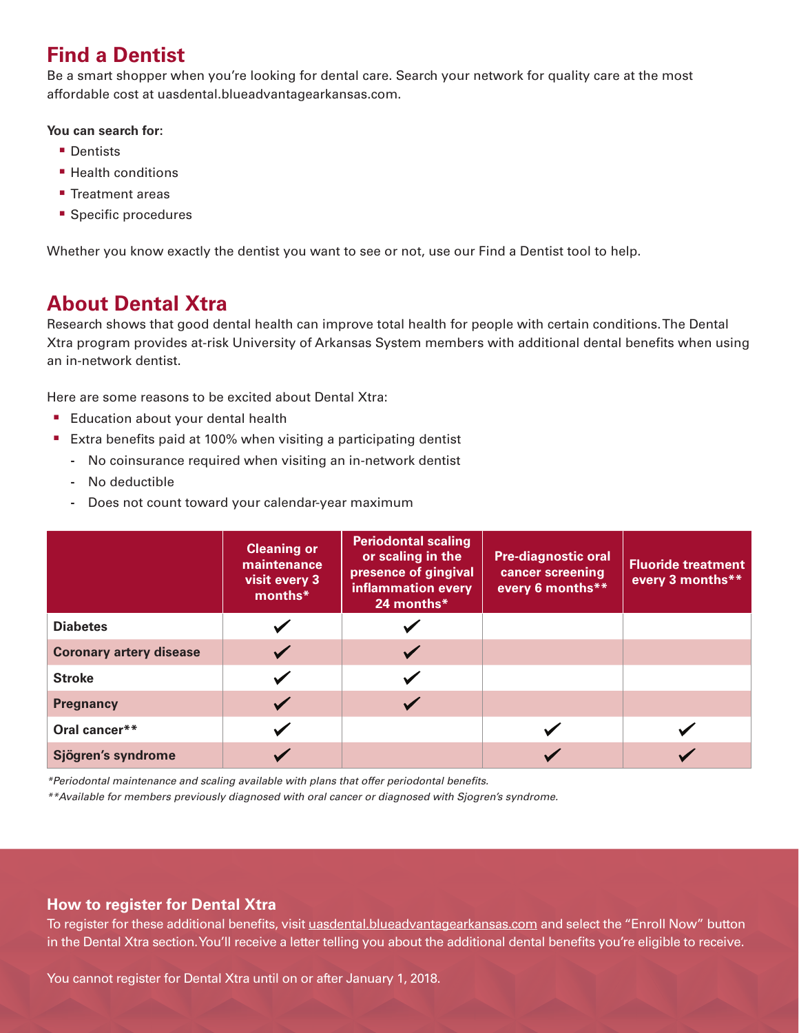## Find a Dentist

Be a smart shopper when you're looking for dental care. Search your network for quality care at the most affordable cost at uasdental.blueadvantagearkansas.com.

**You can search for:**

- Dentists
- Health conditions
- Treatment areas
- Specific procedures

Whether you know exactly the dentist you want to see or not, use our Find a Dentist tool to help.

## About Dental Xtra

Research shows that good dental health can improve total health for people with certain conditions. The Dental Xtra program provides at-risk University of Arkansas System members with additional dental benefits when using an in-network dentist.

Here are some reasons to be excited about Dental Xtra:

- Education about your dental health
- Extra benefits paid at 100% when visiting a participating dentist
  - No coinsurance required when visiting an in-network dentist
  - No deductible
  - Does not count toward your calendar-year maximum

| | Cleaning or maintenance visit every 3 months* | Periodontal scaling or scaling in the presence of gingival inflammation every 24 months* | Pre-diagnostic oral cancer screening every 6 months** | Fluoride treatment every 3 months** |
|---|---|---|---|---|
| **Diabetes** | ✓ | ✓ | | |
| **Coronary artery disease** | ✓ | ✓ | | |
| **Stroke** | ✓ | ✓ | | |
| **Pregnancy** | ✓ | ✓ | | |
| **Oral cancer**** | ✓ | | ✓ | ✓ |
| **Sjögren's syndrome** | ✓ | | ✓ | ✓ |

*\*Periodontal maintenance and scaling available with plans that offer periodontal benefits.*

*\*\*Available for members previously diagnosed with oral cancer or diagnosed with Sjogren's syndrome.*

### How to register for Dental Xtra

To register for these additional benefits, visit uasdental.blueadvantagearkansas.com and select the "Enroll Now" button in the Dental Xtra section. You'll receive a letter telling you about the additional dental benefits you're eligible to receive.

You cannot register for Dental Xtra until on or after January 1, 2018.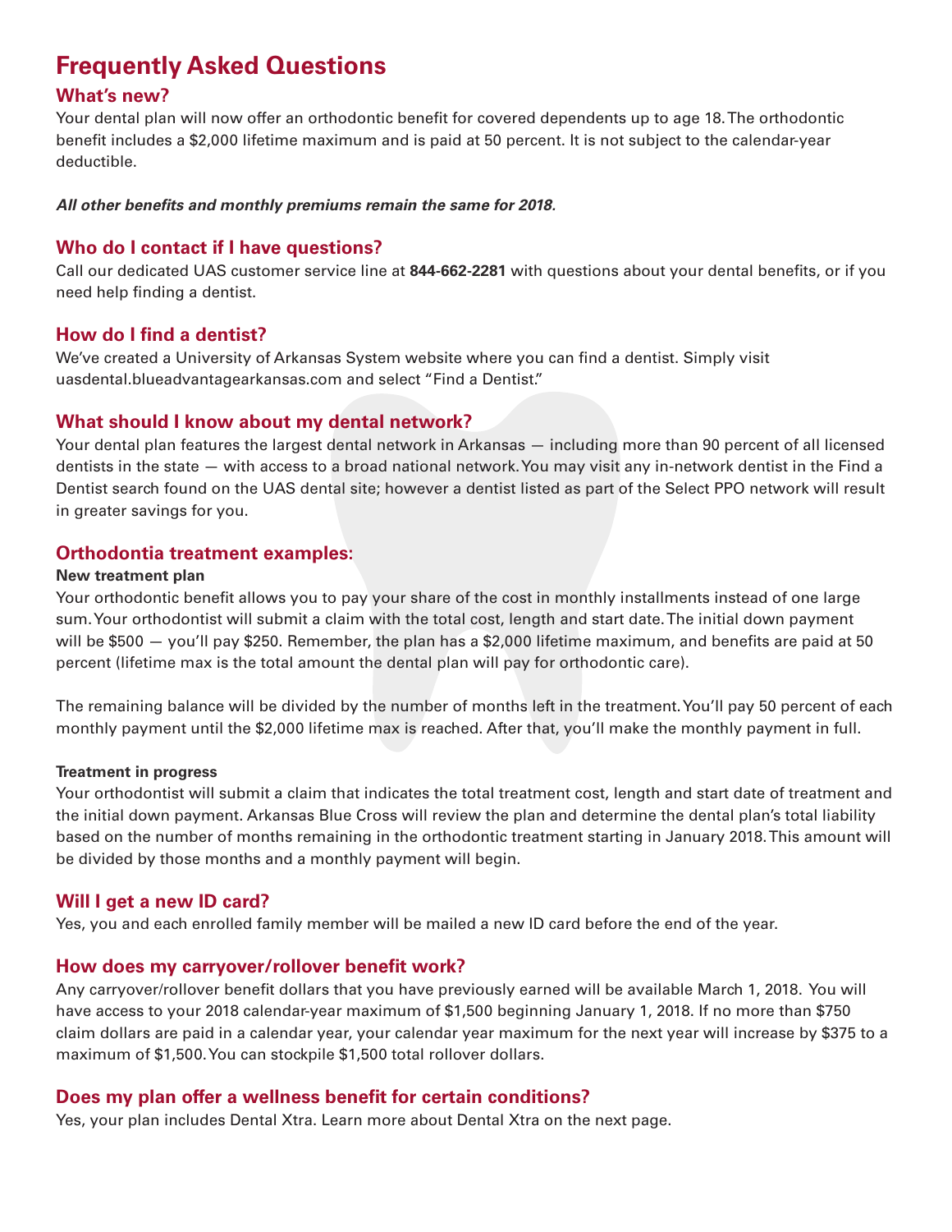# Frequently Asked Questions

## What's new?

Your dental plan will now offer an orthodontic benefit for covered dependents up to age 18. The orthodontic benefit includes a $2,000 lifetime maximum and is paid at 50 percent. It is not subject to the calendar-year deductible.

***All other benefits and monthly premiums remain the same for 2018.***

## Who do I contact if I have questions?

Call our dedicated UAS customer service line at **844-662-2281** with questions about your dental benefits, or if you need help finding a dentist.

## How do I find a dentist?

We've created a University of Arkansas System website where you can find a dentist. Simply visit uasdental.blueadvantagearkansas.com and select "Find a Dentist."

## What should I know about my dental network?

Your dental plan features the largest dental network in Arkansas — including more than 90 percent of all licensed dentists in the state — with access to a broad national network. You may visit any in-network dentist in the Find a Dentist search found on the UAS dental site; however a dentist listed as part of the Select PPO network will result in greater savings for you.

## Orthodontia treatment examples:

**New treatment plan**

Your orthodontic benefit allows you to pay your share of the cost in monthly installments instead of one large sum. Your orthodontist will submit a claim with the total cost, length and start date. The initial down payment will be $500 — you'll pay $250. Remember, the plan has a $2,000 lifetime maximum, and benefits are paid at 50 percent (lifetime max is the total amount the dental plan will pay for orthodontic care).

The remaining balance will be divided by the number of months left in the treatment. You'll pay 50 percent of each monthly payment until the $2,000 lifetime max is reached. After that, you'll make the monthly payment in full.

**Treatment in progress**

Your orthodontist will submit a claim that indicates the total treatment cost, length and start date of treatment and the initial down payment. Arkansas Blue Cross will review the plan and determine the dental plan's total liability based on the number of months remaining in the orthodontic treatment starting in January 2018. This amount will be divided by those months and a monthly payment will begin.

## Will I get a new ID card?

Yes, you and each enrolled family member will be mailed a new ID card before the end of the year.

## How does my carryover/rollover benefit work?

Any carryover/rollover benefit dollars that you have previously earned will be available March 1, 2018. You will have access to your 2018 calendar-year maximum of $1,500 beginning January 1, 2018. If no more than $750 claim dollars are paid in a calendar year, your calendar year maximum for the next year will increase by $375 to a maximum of $1,500. You can stockpile $1,500 total rollover dollars.

## Does my plan offer a wellness benefit for certain conditions?

Yes, your plan includes Dental Xtra. Learn more about Dental Xtra on the next page.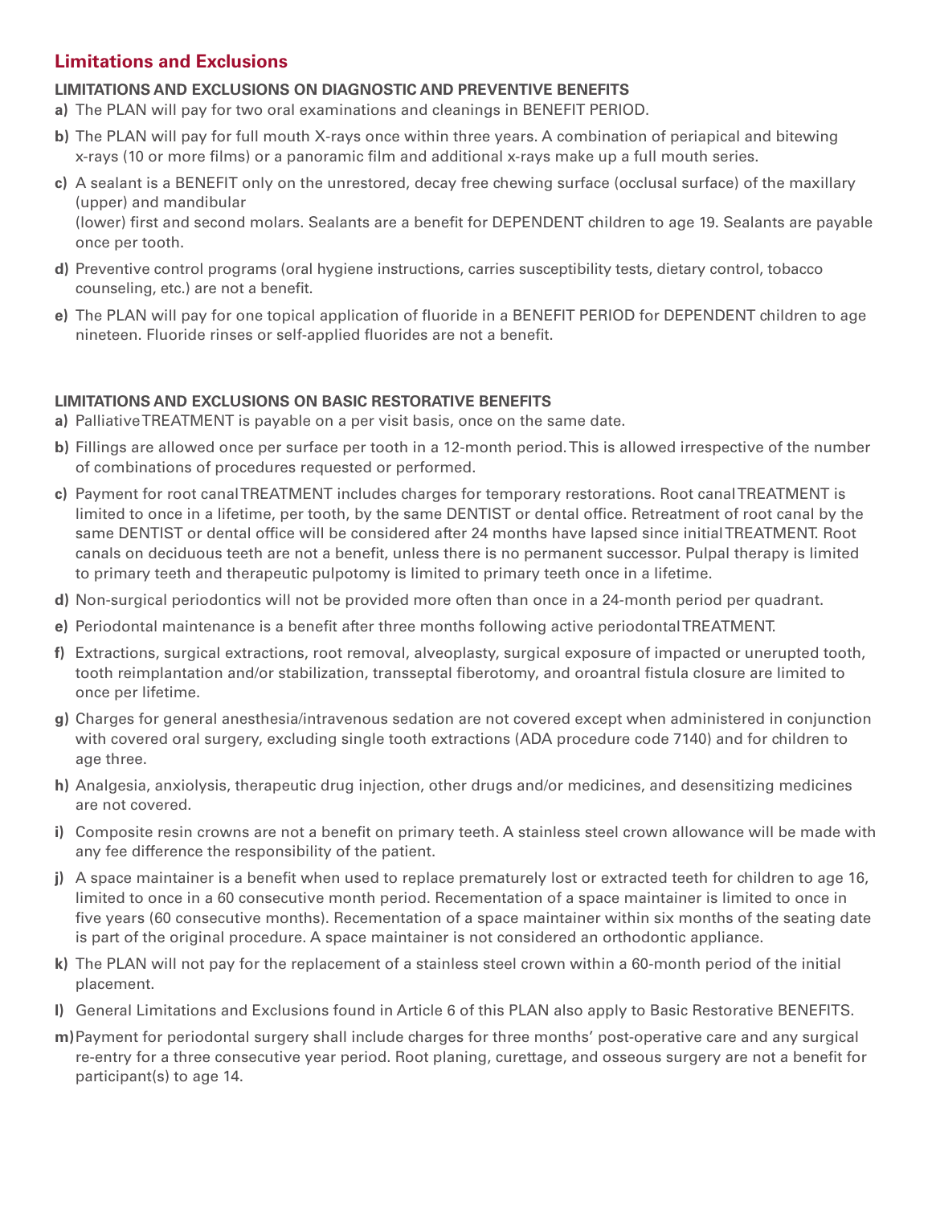## Limitations and Exclusions

### LIMITATIONS AND EXCLUSIONS ON DIAGNOSTIC AND PREVENTIVE BENEFITS

**a)** The PLAN will pay for two oral examinations and cleanings in BENEFIT PERIOD.

**b)** The PLAN will pay for full mouth X-rays once within three years. A combination of periapical and bitewing x-rays (10 or more films) or a panoramic film and additional x-rays make up a full mouth series.

**c)** A sealant is a BENEFIT only on the unrestored, decay free chewing surface (occlusal surface) of the maxillary (upper) and mandibular
(lower) first and second molars. Sealants are a benefit for DEPENDENT children to age 19. Sealants are payable once per tooth.

**d)** Preventive control programs (oral hygiene instructions, carries susceptibility tests, dietary control, tobacco counseling, etc.) are not a benefit.

**e)** The PLAN will pay for one topical application of fluoride in a BENEFIT PERIOD for DEPENDENT children to age nineteen. Fluoride rinses or self-applied fluorides are not a benefit.

### LIMITATIONS AND EXCLUSIONS ON BASIC RESTORATIVE BENEFITS

**a)** Palliative TREATMENT is payable on a per visit basis, once on the same date.

**b)** Fillings are allowed once per surface per tooth in a 12-month period. This is allowed irrespective of the number of combinations of procedures requested or performed.

**c)** Payment for root canal TREATMENT includes charges for temporary restorations. Root canal TREATMENT is limited to once in a lifetime, per tooth, by the same DENTIST or dental office. Retreatment of root canal by the same DENTIST or dental office will be considered after 24 months have lapsed since initial TREATMENT. Root canals on deciduous teeth are not a benefit, unless there is no permanent successor. Pulpal therapy is limited to primary teeth and therapeutic pulpotomy is limited to primary teeth once in a lifetime.

**d)** Non-surgical periodontics will not be provided more often than once in a 24-month period per quadrant.

**e)** Periodontal maintenance is a benefit after three months following active periodontal TREATMENT.

**f)** Extractions, surgical extractions, root removal, alveoplasty, surgical exposure of impacted or unerupted tooth, tooth reimplantation and/or stabilization, transseptal fiberotomy, and oroantral fistula closure are limited to once per lifetime.

**g)** Charges for general anesthesia/intravenous sedation are not covered except when administered in conjunction with covered oral surgery, excluding single tooth extractions (ADA procedure code 7140) and for children to age three.

**h)** Analgesia, anxiolysis, therapeutic drug injection, other drugs and/or medicines, and desensitizing medicines are not covered.

**i)** Composite resin crowns are not a benefit on primary teeth. A stainless steel crown allowance will be made with any fee difference the responsibility of the patient.

**j)** A space maintainer is a benefit when used to replace prematurely lost or extracted teeth for children to age 16, limited to once in a 60 consecutive month period. Recementation of a space maintainer is limited to once in five years (60 consecutive months). Recementation of a space maintainer within six months of the seating date is part of the original procedure. A space maintainer is not considered an orthodontic appliance.

**k)** The PLAN will not pay for the replacement of a stainless steel crown within a 60-month period of the initial placement.

**l)** General Limitations and Exclusions found in Article 6 of this PLAN also apply to Basic Restorative BENEFITS.

**m)** Payment for periodontal surgery shall include charges for three months' post-operative care and any surgical re-entry for a three consecutive year period. Root planing, curettage, and osseous surgery are not a benefit for participant(s) to age 14.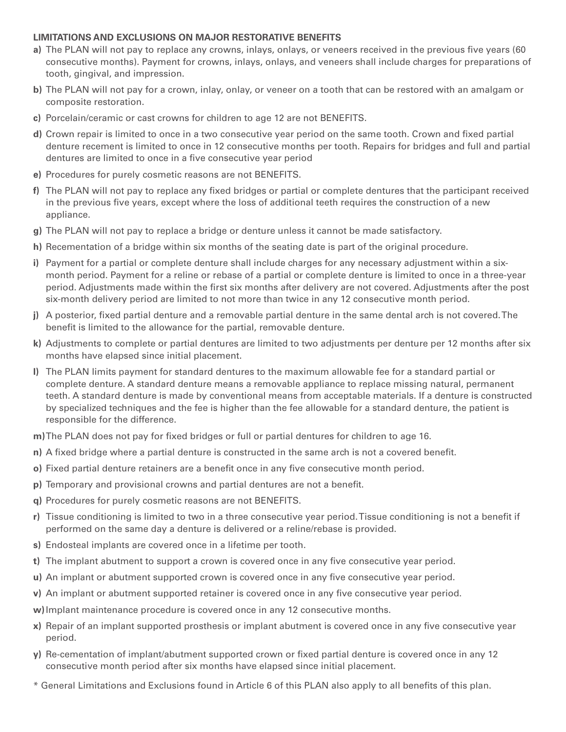**LIMITATIONS AND EXCLUSIONS ON MAJOR RESTORATIVE BENEFITS**

- **a)** The PLAN will not pay to replace any crowns, inlays, onlays, or veneers received in the previous five years (60 consecutive months). Payment for crowns, inlays, onlays, and veneers shall include charges for preparations of tooth, gingival, and impression.
- **b)** The PLAN will not pay for a crown, inlay, onlay, or veneer on a tooth that can be restored with an amalgam or composite restoration.
- **c)** Porcelain/ceramic or cast crowns for children to age 12 are not BENEFITS.
- **d)** Crown repair is limited to once in a two consecutive year period on the same tooth. Crown and fixed partial denture recement is limited to once in 12 consecutive months per tooth. Repairs for bridges and full and partial dentures are limited to once in a five consecutive year period
- **e)** Procedures for purely cosmetic reasons are not BENEFITS.
- **f)** The PLAN will not pay to replace any fixed bridges or partial or complete dentures that the participant received in the previous five years, except where the loss of additional teeth requires the construction of a new appliance.
- **g)** The PLAN will not pay to replace a bridge or denture unless it cannot be made satisfactory.
- **h)** Recementation of a bridge within six months of the seating date is part of the original procedure.
- **i)** Payment for a partial or complete denture shall include charges for any necessary adjustment within a six-month period. Payment for a reline or rebase of a partial or complete denture is limited to once in a three-year period. Adjustments made within the first six months after delivery are not covered. Adjustments after the post six-month delivery period are limited to not more than twice in any 12 consecutive month period.
- **j)** A posterior, fixed partial denture and a removable partial denture in the same dental arch is not covered. The benefit is limited to the allowance for the partial, removable denture.
- **k)** Adjustments to complete or partial dentures are limited to two adjustments per denture per 12 months after six months have elapsed since initial placement.
- **l)** The PLAN limits payment for standard dentures to the maximum allowable fee for a standard partial or complete denture. A standard denture means a removable appliance to replace missing natural, permanent teeth. A standard denture is made by conventional means from acceptable materials. If a denture is constructed by specialized techniques and the fee is higher than the fee allowable for a standard denture, the patient is responsible for the difference.
- **m)** The PLAN does not pay for fixed bridges or full or partial dentures for children to age 16.
- **n)** A fixed bridge where a partial denture is constructed in the same arch is not a covered benefit.
- **o)** Fixed partial denture retainers are a benefit once in any five consecutive month period.
- **p)** Temporary and provisional crowns and partial dentures are not a benefit.
- **q)** Procedures for purely cosmetic reasons are not BENEFITS.
- **r)** Tissue conditioning is limited to two in a three consecutive year period. Tissue conditioning is not a benefit if performed on the same day a denture is delivered or a reline/rebase is provided.
- **s)** Endosteal implants are covered once in a lifetime per tooth.
- **t)** The implant abutment to support a crown is covered once in any five consecutive year period.
- **u)** An implant or abutment supported crown is covered once in any five consecutive year period.
- **v)** An implant or abutment supported retainer is covered once in any five consecutive year period.
- **w)** Implant maintenance procedure is covered once in any 12 consecutive months.
- **x)** Repair of an implant supported prosthesis or implant abutment is covered once in any five consecutive year period.
- **y)** Re-cementation of implant/abutment supported crown or fixed partial denture is covered once in any 12 consecutive month period after six months have elapsed since initial placement.

\* General Limitations and Exclusions found in Article 6 of this PLAN also apply to all benefits of this plan.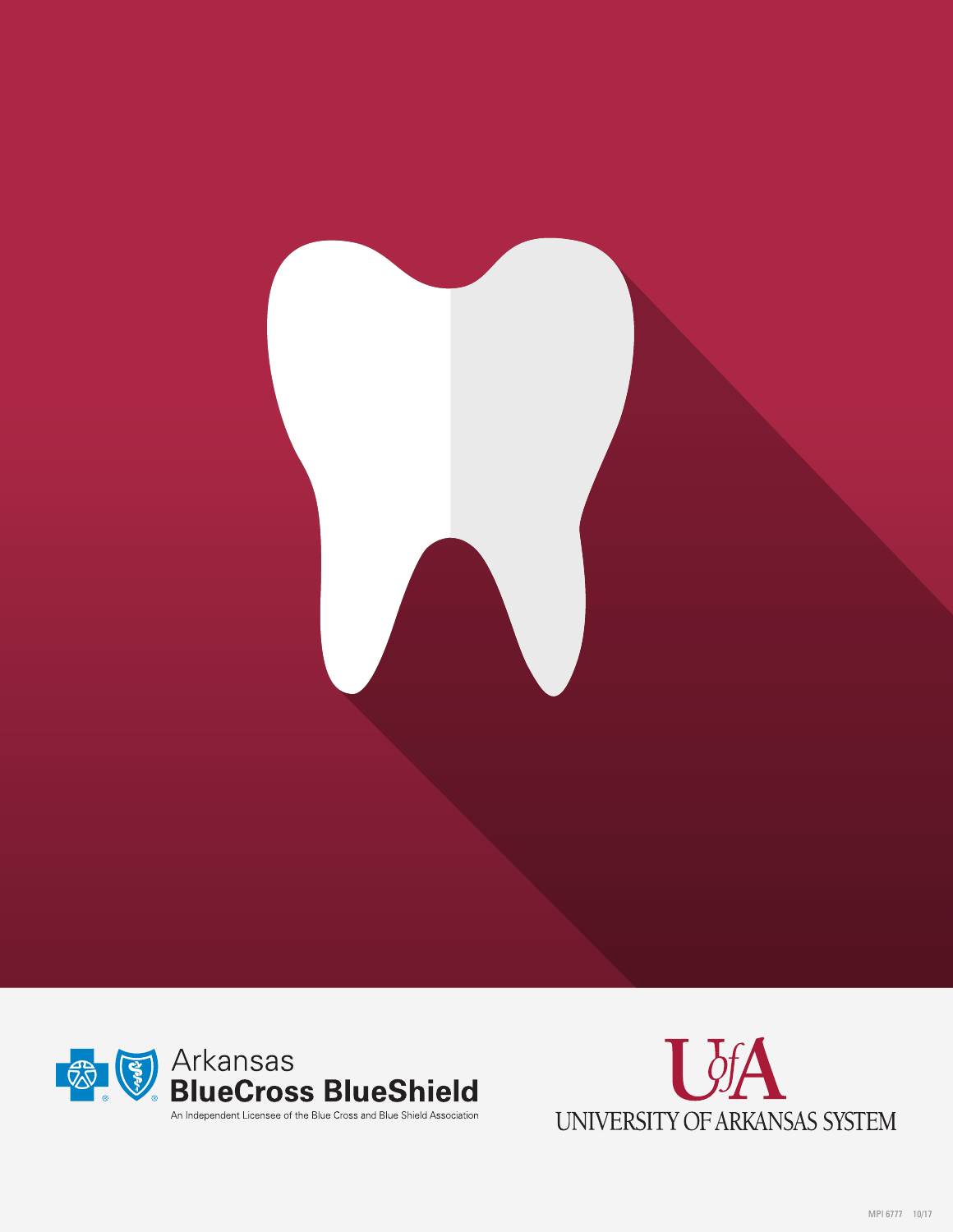Arkansas BlueCross BlueShield

An Independent Licensee of the Blue Cross and Blue Shield Association

UNIVERSITY OF ARKANSAS SYSTEM

MPI 6777 10/17